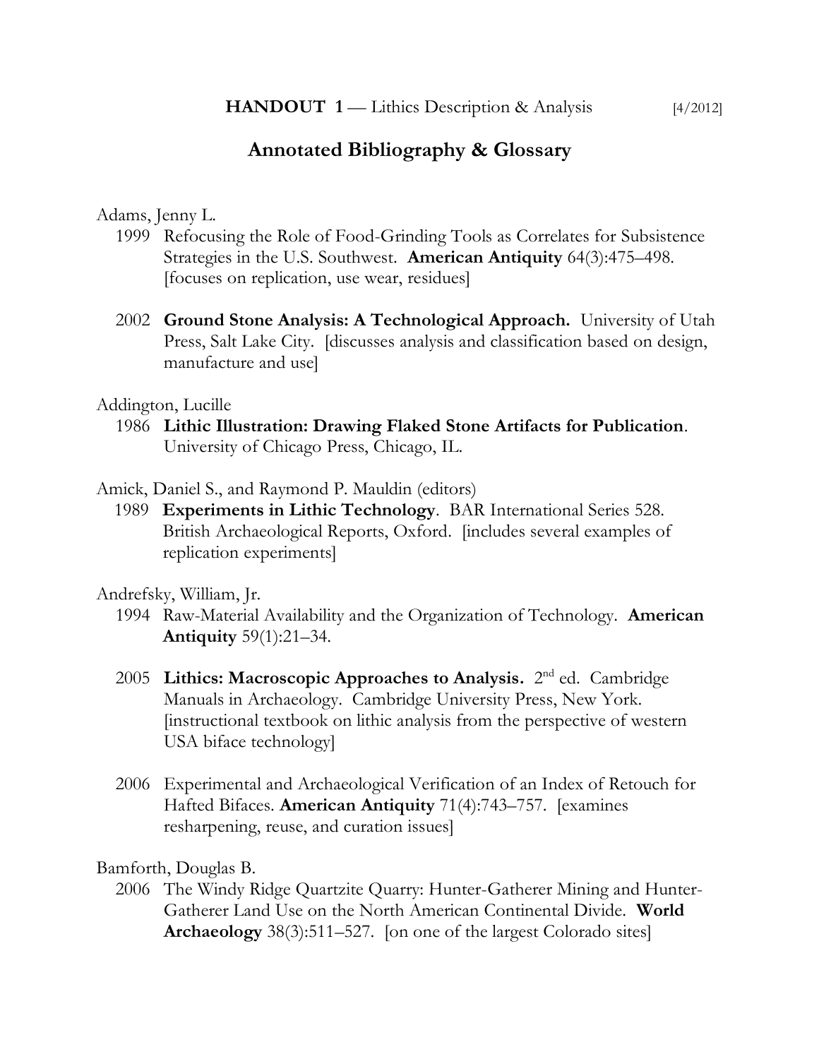**HANDOUT 1** — Lithics Description & Analysis [4/2012]

# Annotated Bibliography & Glossary

Adams, Jenny L.

1999 Refocusing the Role of Food-Grinding Tools as Correlates for Subsistence Strategies in the U.S. Southwest. **American Antiquity** 64(3):475–498. [focuses on replication, use wear, residues]

2002 **Ground Stone Analysis: A Technological Approach.** University of Utah Press, Salt Lake City. [discusses analysis and classification based on design, manufacture and use]

Addington, Lucille

1986 **Lithic Illustration: Drawing Flaked Stone Artifacts for Publication**. University of Chicago Press, Chicago, IL.

Amick, Daniel S., and Raymond P. Mauldin (editors)

1989 **Experiments in Lithic Technology**. BAR International Series 528. British Archaeological Reports, Oxford. [includes several examples of replication experiments]

Andrefsky, William, Jr.

1994 Raw-Material Availability and the Organization of Technology. **American Antiquity** 59(1):21–34.

2005 **Lithics: Macroscopic Approaches to Analysis.** 2nd ed. Cambridge Manuals in Archaeology. Cambridge University Press, New York. [instructional textbook on lithic analysis from the perspective of western USA biface technology]

2006 Experimental and Archaeological Verification of an Index of Retouch for Hafted Bifaces. **American Antiquity** 71(4):743–757. [examines resharpening, reuse, and curation issues]

Bamforth, Douglas B.

2006 The Windy Ridge Quartzite Quarry: Hunter-Gatherer Mining and Hunter-Gatherer Land Use on the North American Continental Divide. **World Archaeology** 38(3):511–527. [on one of the largest Colorado sites]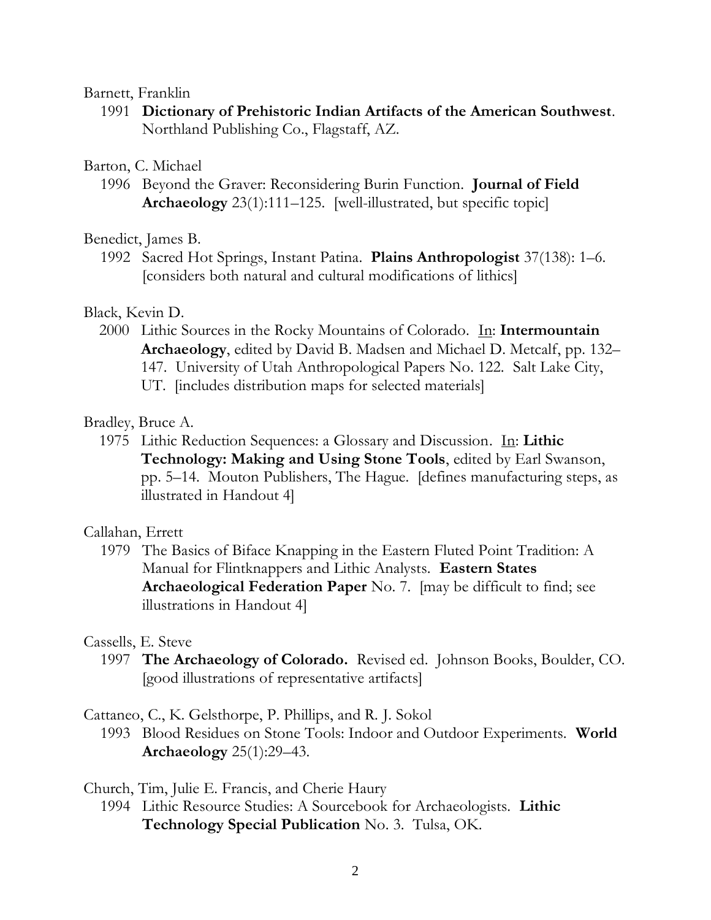Barnett, Franklin

1991 **Dictionary of Prehistoric Indian Artifacts of the American Southwest**. Northland Publishing Co., Flagstaff, AZ.

Barton, C. Michael

1996 Beyond the Graver: Reconsidering Burin Function. **Journal of Field Archaeology** 23(1):111–125. [well-illustrated, but specific topic]

Benedict, James B.

1992 Sacred Hot Springs, Instant Patina. **Plains Anthropologist** 37(138): 1–6. [considers both natural and cultural modifications of lithics]

Black, Kevin D.

2000 Lithic Sources in the Rocky Mountains of Colorado. In: **Intermountain Archaeology**, edited by David B. Madsen and Michael D. Metcalf, pp. 132–147. University of Utah Anthropological Papers No. 122. Salt Lake City, UT. [includes distribution maps for selected materials]

Bradley, Bruce A.

1975 Lithic Reduction Sequences: a Glossary and Discussion. In: **Lithic Technology: Making and Using Stone Tools**, edited by Earl Swanson, pp. 5–14. Mouton Publishers, The Hague. [defines manufacturing steps, as illustrated in Handout 4]

Callahan, Errett

1979 The Basics of Biface Knapping in the Eastern Fluted Point Tradition: A Manual for Flintknappers and Lithic Analysts. **Eastern States Archaeological Federation Paper** No. 7. [may be difficult to find; see illustrations in Handout 4]

Cassells, E. Steve

1997 **The Archaeology of Colorado.** Revised ed. Johnson Books, Boulder, CO. [good illustrations of representative artifacts]

Cattaneo, C., K. Gelsthorpe, P. Phillips, and R. J. Sokol

1993 Blood Residues on Stone Tools: Indoor and Outdoor Experiments. **World Archaeology** 25(1):29–43.

Church, Tim, Julie E. Francis, and Cherie Haury

1994 Lithic Resource Studies: A Sourcebook for Archaeologists. **Lithic Technology Special Publication** No. 3. Tulsa, OK.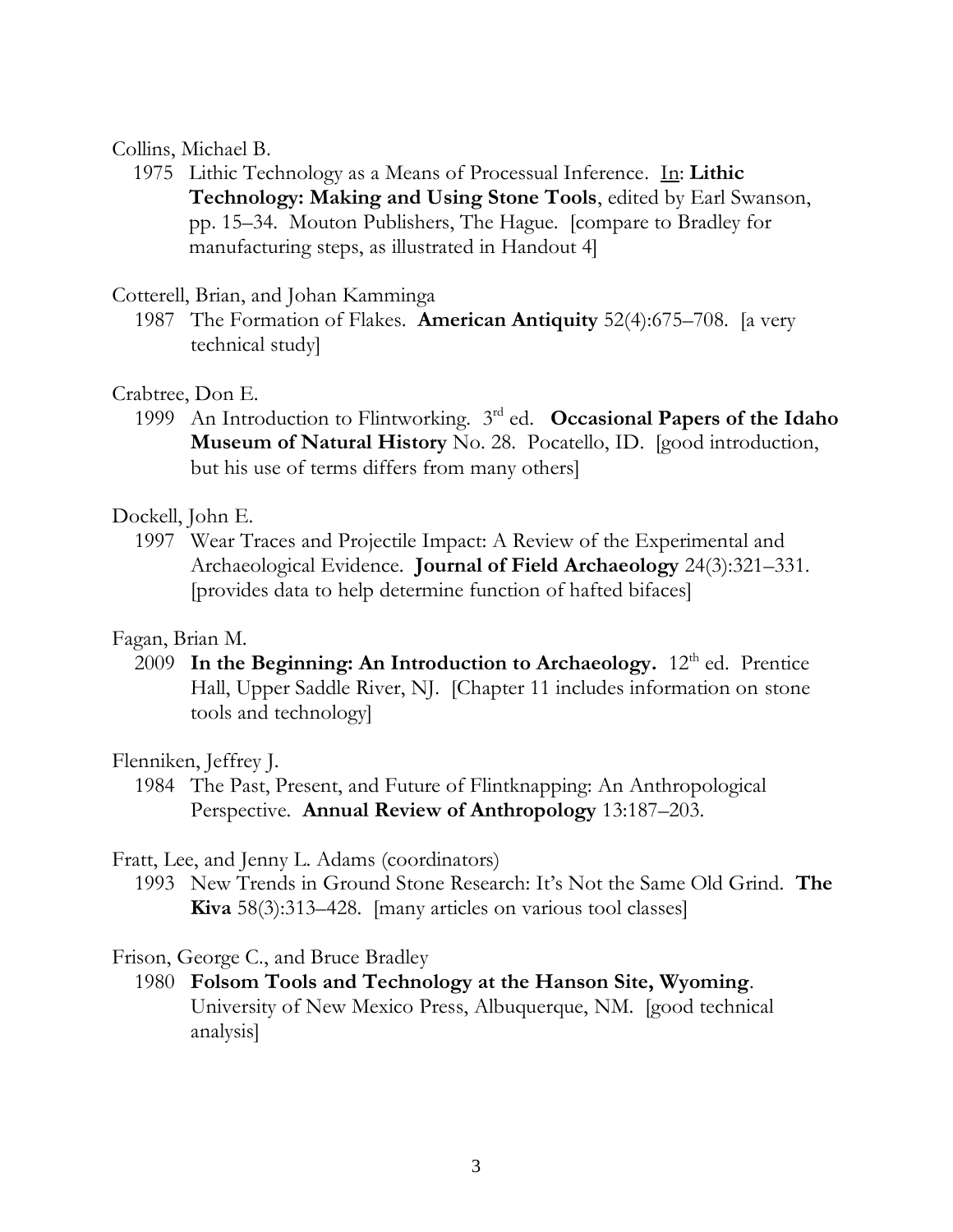Collins, Michael B.

1975 Lithic Technology as a Means of Processual Inference. <u>In</u>: **Lithic Technology: Making and Using Stone Tools**, edited by Earl Swanson, pp. 15–34. Mouton Publishers, The Hague. [compare to Bradley for manufacturing steps, as illustrated in Handout 4]

Cotterell, Brian, and Johan Kamminga

1987 The Formation of Flakes. **American Antiquity** 52(4):675–708. [a very technical study]

Crabtree, Don E.

1999 An Introduction to Flintworking. 3rd ed. **Occasional Papers of the Idaho Museum of Natural History** No. 28. Pocatello, ID. [good introduction, but his use of terms differs from many others]

Dockell, John E.

1997 Wear Traces and Projectile Impact: A Review of the Experimental and Archaeological Evidence. **Journal of Field Archaeology** 24(3):321–331. [provides data to help determine function of hafted bifaces]

Fagan, Brian M.

2009 **In the Beginning: An Introduction to Archaeology.** 12th ed. Prentice Hall, Upper Saddle River, NJ. [Chapter 11 includes information on stone tools and technology]

Flenniken, Jeffrey J.

1984 The Past, Present, and Future of Flintknapping: An Anthropological Perspective. **Annual Review of Anthropology** 13:187–203.

Fratt, Lee, and Jenny L. Adams (coordinators)

1993 New Trends in Ground Stone Research: It's Not the Same Old Grind. **The Kiva** 58(3):313–428. [many articles on various tool classes]

Frison, George C., and Bruce Bradley

1980 **Folsom Tools and Technology at the Hanson Site, Wyoming**. University of New Mexico Press, Albuquerque, NM. [good technical analysis]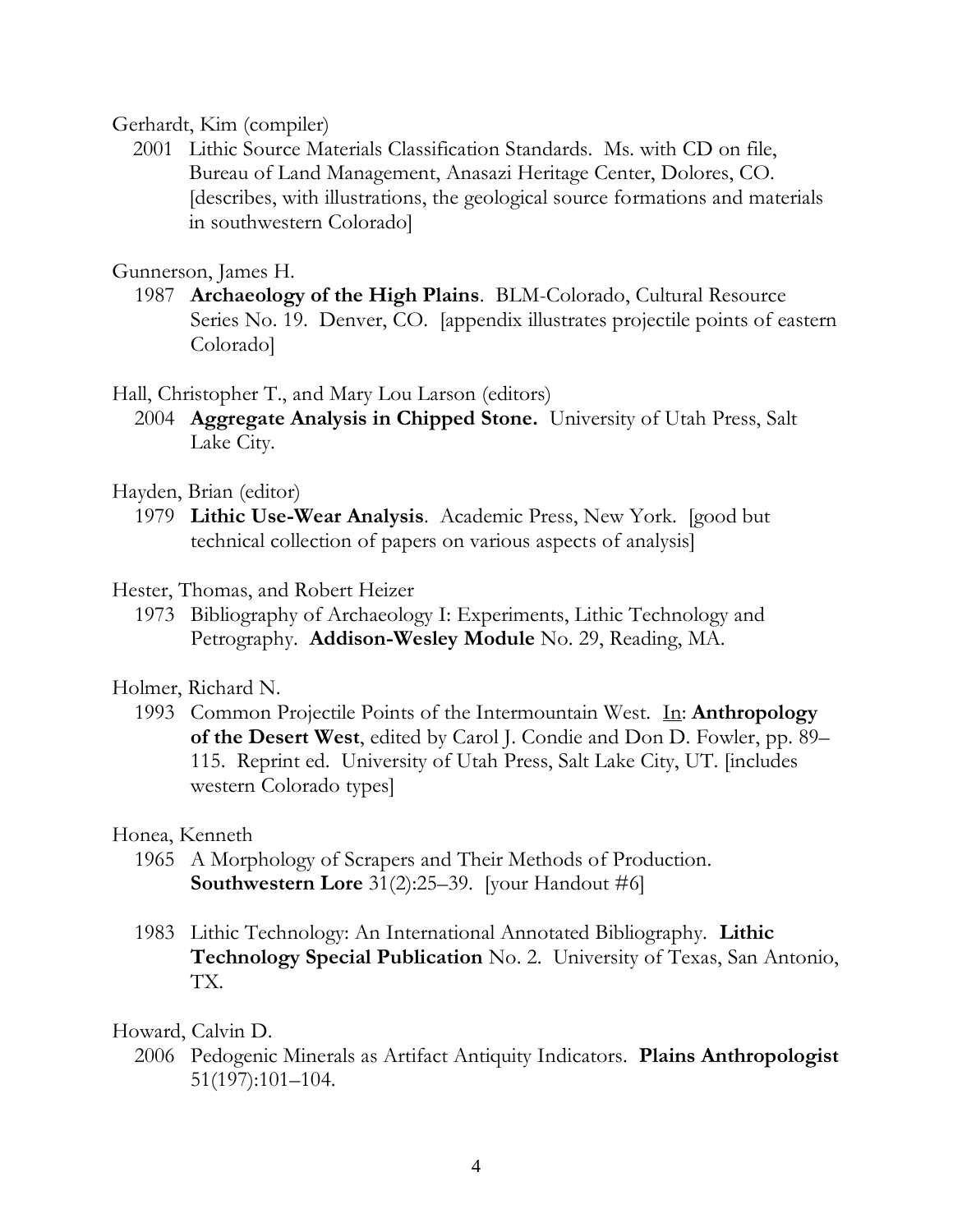Gerhardt, Kim (compiler)

2001 Lithic Source Materials Classification Standards. Ms. with CD on file, Bureau of Land Management, Anasazi Heritage Center, Dolores, CO. [describes, with illustrations, the geological source formations and materials in southwestern Colorado]

Gunnerson, James H.

1987 **Archaeology of the High Plains**. BLM-Colorado, Cultural Resource Series No. 19. Denver, CO. [appendix illustrates projectile points of eastern Colorado]

Hall, Christopher T., and Mary Lou Larson (editors)

2004 **Aggregate Analysis in Chipped Stone.** University of Utah Press, Salt Lake City.

Hayden, Brian (editor)

1979 **Lithic Use-Wear Analysis**. Academic Press, New York. [good but technical collection of papers on various aspects of analysis]

Hester, Thomas, and Robert Heizer

1973 Bibliography of Archaeology I: Experiments, Lithic Technology and Petrography. **Addison-Wesley Module** No. 29, Reading, MA.

Holmer, Richard N.

1993 Common Projectile Points of the Intermountain West. In: **Anthropology of the Desert West**, edited by Carol J. Condie and Don D. Fowler, pp. 89–115. Reprint ed. University of Utah Press, Salt Lake City, UT. [includes western Colorado types]

Honea, Kenneth

1965 A Morphology of Scrapers and Their Methods of Production. **Southwestern Lore** 31(2):25–39. [your Handout #6]

1983 Lithic Technology: An International Annotated Bibliography. **Lithic Technology Special Publication** No. 2. University of Texas, San Antonio, TX.

Howard, Calvin D.

2006 Pedogenic Minerals as Artifact Antiquity Indicators. **Plains Anthropologist** 51(197):101–104.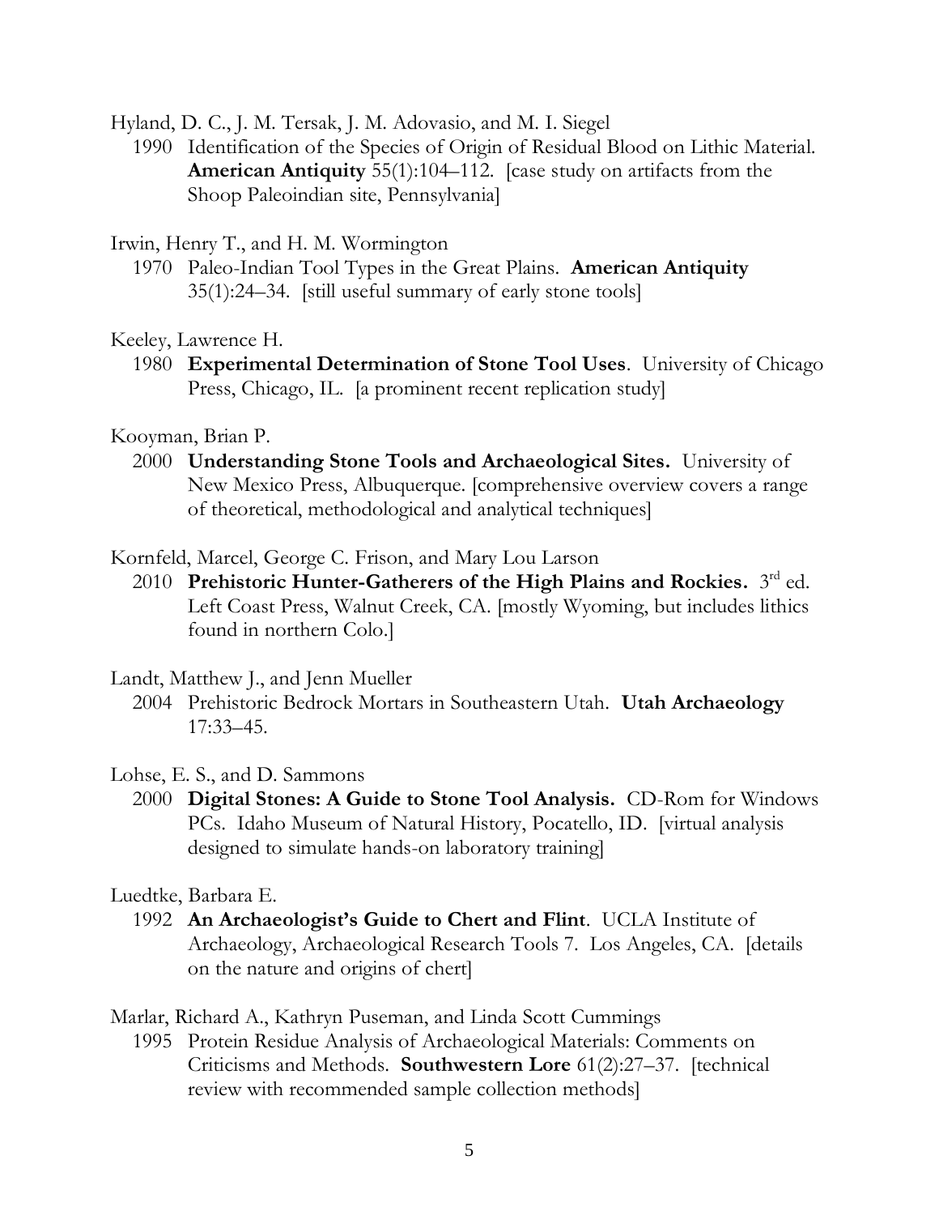Hyland, D. C., J. M. Tersak, J. M. Adovasio, and M. I. Siegel

1990 Identification of the Species of Origin of Residual Blood on Lithic Material. **American Antiquity** 55(1):104–112. [case study on artifacts from the Shoop Paleoindian site, Pennsylvania]

Irwin, Henry T., and H. M. Wormington

1970 Paleo-Indian Tool Types in the Great Plains. **American Antiquity** 35(1):24–34. [still useful summary of early stone tools]

Keeley, Lawrence H.

1980 **Experimental Determination of Stone Tool Uses**. University of Chicago Press, Chicago, IL. [a prominent recent replication study]

Kooyman, Brian P.

2000 **Understanding Stone Tools and Archaeological Sites.** University of New Mexico Press, Albuquerque. [comprehensive overview covers a range of theoretical, methodological and analytical techniques]

Kornfeld, Marcel, George C. Frison, and Mary Lou Larson

2010 **Prehistoric Hunter-Gatherers of the High Plains and Rockies.** 3rd ed. Left Coast Press, Walnut Creek, CA. [mostly Wyoming, but includes lithics found in northern Colo.]

Landt, Matthew J., and Jenn Mueller

2004 Prehistoric Bedrock Mortars in Southeastern Utah. **Utah Archaeology** 17:33–45.

Lohse, E. S., and D. Sammons

2000 **Digital Stones: A Guide to Stone Tool Analysis.** CD-Rom for Windows PCs. Idaho Museum of Natural History, Pocatello, ID. [virtual analysis designed to simulate hands-on laboratory training]

Luedtke, Barbara E.

1992 **An Archaeologist's Guide to Chert and Flint**. UCLA Institute of Archaeology, Archaeological Research Tools 7. Los Angeles, CA. [details on the nature and origins of chert]

Marlar, Richard A., Kathryn Puseman, and Linda Scott Cummings

1995 Protein Residue Analysis of Archaeological Materials: Comments on Criticisms and Methods. **Southwestern Lore** 61(2):27–37. [technical review with recommended sample collection methods]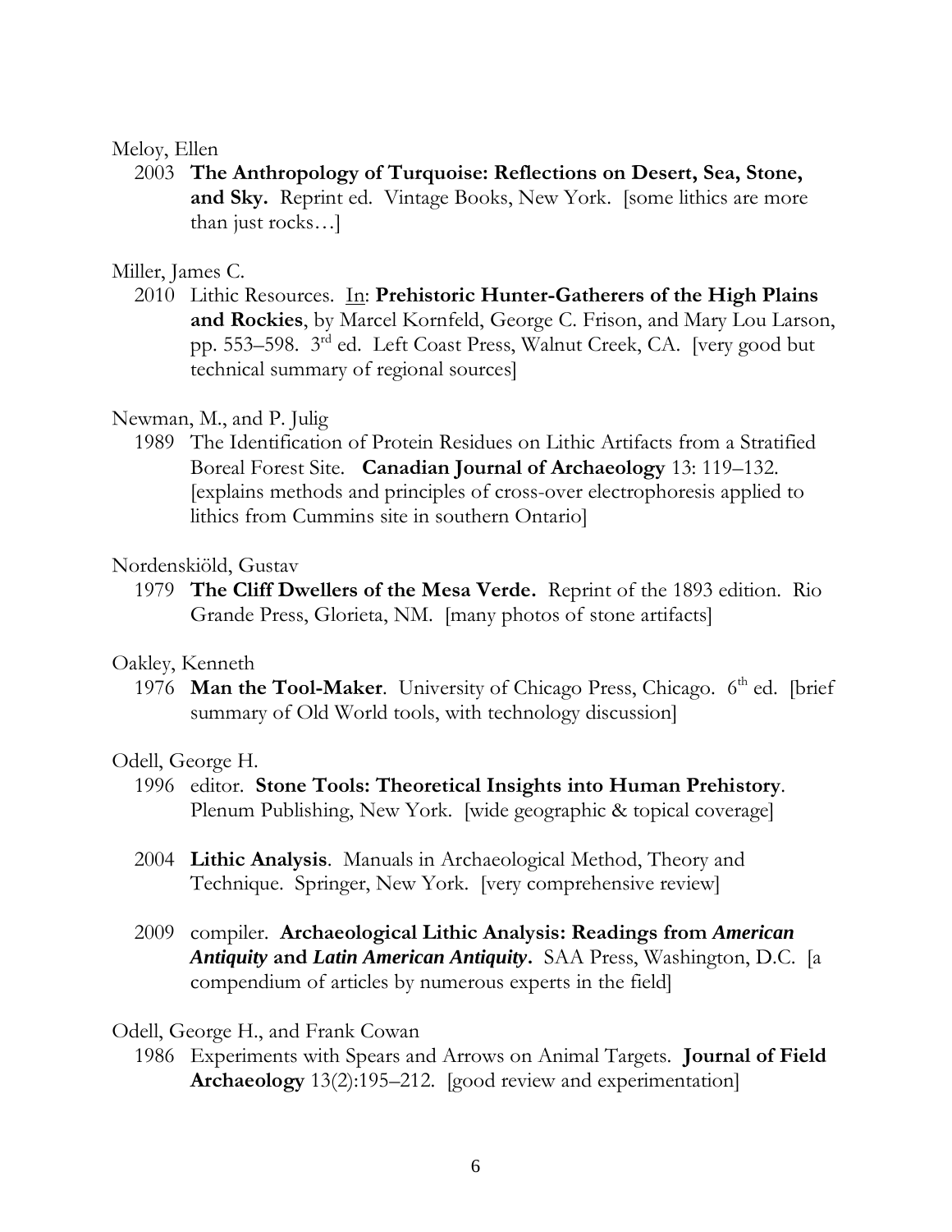Meloy, Ellen

2003 **The Anthropology of Turquoise: Reflections on Desert, Sea, Stone, and Sky.** Reprint ed. Vintage Books, New York. [some lithics are more than just rocks…]

Miller, James C.

2010 Lithic Resources. In: **Prehistoric Hunter-Gatherers of the High Plains and Rockies**, by Marcel Kornfeld, George C. Frison, and Mary Lou Larson, pp. 553–598. 3rd ed. Left Coast Press, Walnut Creek, CA. [very good but technical summary of regional sources]

Newman, M., and P. Julig

1989 The Identification of Protein Residues on Lithic Artifacts from a Stratified Boreal Forest Site. **Canadian Journal of Archaeology** 13: 119–132. [explains methods and principles of cross-over electrophoresis applied to lithics from Cummins site in southern Ontario]

Nordenskiöld, Gustav

1979 **The Cliff Dwellers of the Mesa Verde.** Reprint of the 1893 edition. Rio Grande Press, Glorieta, NM. [many photos of stone artifacts]

Oakley, Kenneth

1976 **Man the Tool-Maker**. University of Chicago Press, Chicago. 6th ed. [brief summary of Old World tools, with technology discussion]

Odell, George H.

1996 editor. **Stone Tools: Theoretical Insights into Human Prehistory**. Plenum Publishing, New York. [wide geographic & topical coverage]

2004 **Lithic Analysis**. Manuals in Archaeological Method, Theory and Technique. Springer, New York. [very comprehensive review]

2009 compiler. **Archaeological Lithic Analysis: Readings from *American Antiquity* and *Latin American Antiquity*.** SAA Press, Washington, D.C. [a compendium of articles by numerous experts in the field]

Odell, George H., and Frank Cowan

1986 Experiments with Spears and Arrows on Animal Targets. **Journal of Field Archaeology** 13(2):195–212. [good review and experimentation]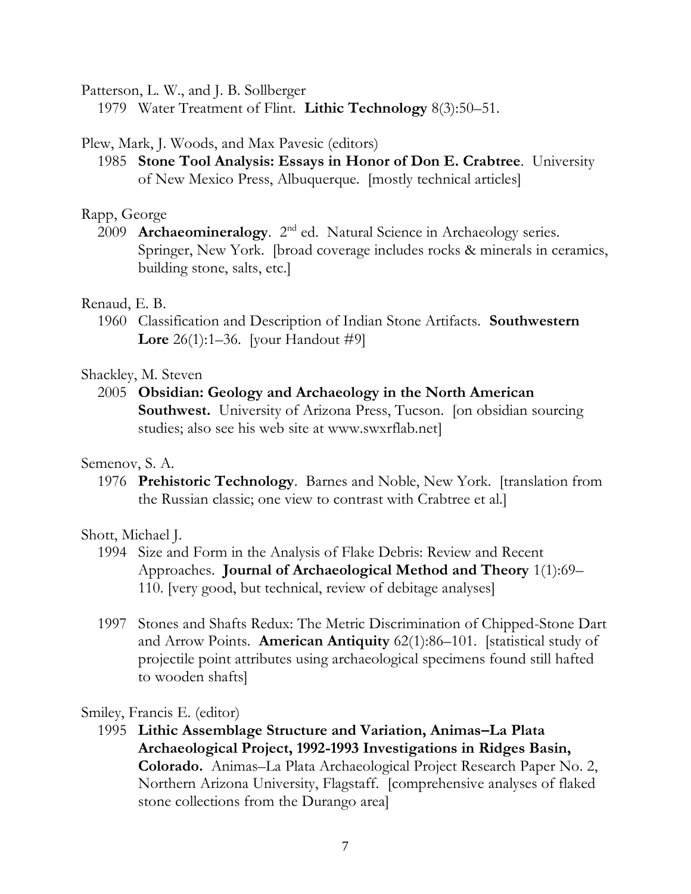Patterson, L. W., and J. B. Sollberger

1979 Water Treatment of Flint. **Lithic Technology** 8(3):50–51.

Plew, Mark, J. Woods, and Max Pavesic (editors)

1985 **Stone Tool Analysis: Essays in Honor of Don E. Crabtree**. University of New Mexico Press, Albuquerque. [mostly technical articles]

Rapp, George

2009 **Archaeomineralogy**. 2nd ed. Natural Science in Archaeology series. Springer, New York. [broad coverage includes rocks & minerals in ceramics, building stone, salts, etc.]

Renaud, E. B.

1960 Classification and Description of Indian Stone Artifacts. **Southwestern Lore** 26(1):1–36. [your Handout #9]

Shackley, M. Steven

2005 **Obsidian: Geology and Archaeology in the North American Southwest.** University of Arizona Press, Tucson. [on obsidian sourcing studies; also see his web site at www.swxrflab.net]

Semenov, S. A.

1976 **Prehistoric Technology**. Barnes and Noble, New York. [translation from the Russian classic; one view to contrast with Crabtree et al.]

Shott, Michael J.

1994 Size and Form in the Analysis of Flake Debris: Review and Recent Approaches. **Journal of Archaeological Method and Theory** 1(1):69–110. [very good, but technical, review of debitage analyses]

1997 Stones and Shafts Redux: The Metric Discrimination of Chipped-Stone Dart and Arrow Points. **American Antiquity** 62(1):86–101. [statistical study of projectile point attributes using archaeological specimens found still hafted to wooden shafts]

Smiley, Francis E. (editor)

1995 **Lithic Assemblage Structure and Variation, Animas–La Plata Archaeological Project, 1992-1993 Investigations in Ridges Basin, Colorado.** Animas–La Plata Archaeological Project Research Paper No. 2, Northern Arizona University, Flagstaff. [comprehensive analyses of flaked stone collections from the Durango area]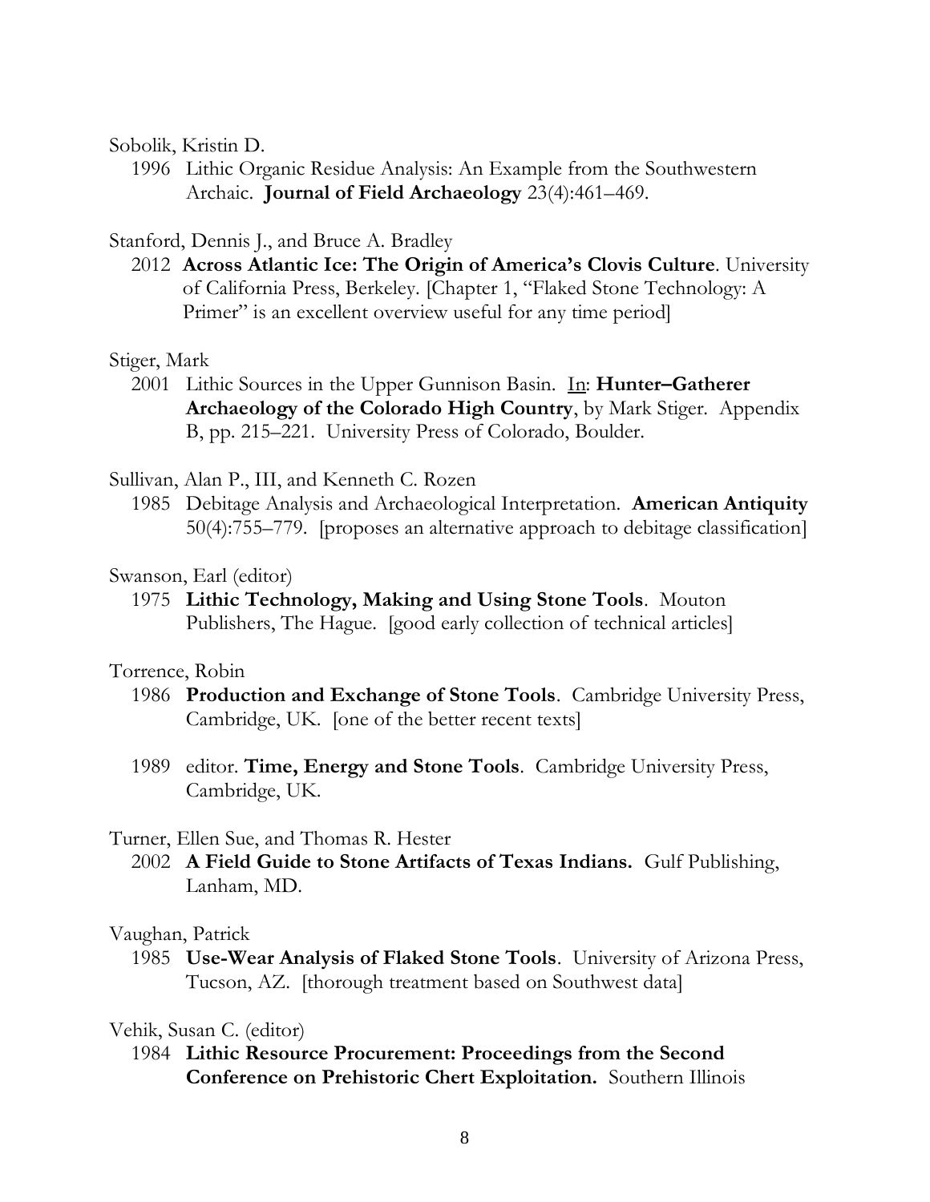Sobolik, Kristin D.

1996 Lithic Organic Residue Analysis: An Example from the Southwestern Archaic. **Journal of Field Archaeology** 23(4):461–469.

Stanford, Dennis J., and Bruce A. Bradley

2012 **Across Atlantic Ice: The Origin of America's Clovis Culture**. University of California Press, Berkeley. [Chapter 1, "Flaked Stone Technology: A Primer" is an excellent overview useful for any time period]

Stiger, Mark

2001 Lithic Sources in the Upper Gunnison Basin. <u>In</u>: **Hunter–Gatherer Archaeology of the Colorado High Country**, by Mark Stiger. Appendix B, pp. 215–221. University Press of Colorado, Boulder.

Sullivan, Alan P., III, and Kenneth C. Rozen

1985 Debitage Analysis and Archaeological Interpretation. **American Antiquity** 50(4):755–779. [proposes an alternative approach to debitage classification]

Swanson, Earl (editor)

1975 **Lithic Technology, Making and Using Stone Tools**. Mouton Publishers, The Hague. [good early collection of technical articles]

Torrence, Robin

1986 **Production and Exchange of Stone Tools**. Cambridge University Press, Cambridge, UK. [one of the better recent texts]

1989 editor. **Time, Energy and Stone Tools**. Cambridge University Press, Cambridge, UK.

Turner, Ellen Sue, and Thomas R. Hester

2002 **A Field Guide to Stone Artifacts of Texas Indians.** Gulf Publishing, Lanham, MD.

Vaughan, Patrick

1985 **Use-Wear Analysis of Flaked Stone Tools**. University of Arizona Press, Tucson, AZ. [thorough treatment based on Southwest data]

Vehik, Susan C. (editor)

1984 **Lithic Resource Procurement: Proceedings from the Second Conference on Prehistoric Chert Exploitation.** Southern Illinois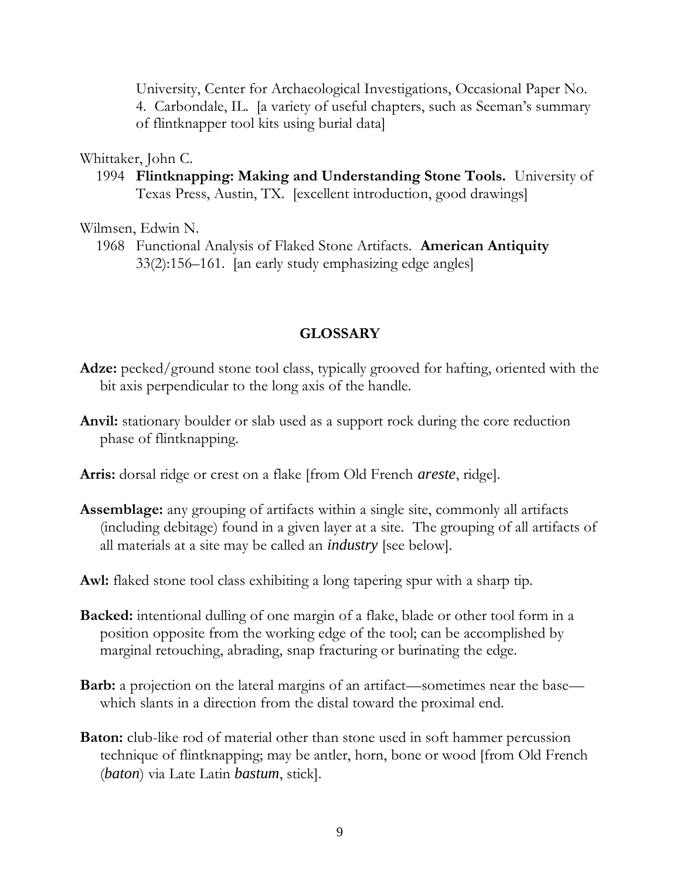University, Center for Archaeological Investigations, Occasional Paper No. 4. Carbondale, IL. [a variety of useful chapters, such as Seeman's summary of flintknapper tool kits using burial data]

Whittaker, John C.

1994 **Flintknapping: Making and Understanding Stone Tools.** University of Texas Press, Austin, TX. [excellent introduction, good drawings]

Wilmsen, Edwin N.

1968 Functional Analysis of Flaked Stone Artifacts. **American Antiquity** 33(2):156–161. [an early study emphasizing edge angles]

## GLOSSARY

**Adze:** pecked/ground stone tool class, typically grooved for hafting, oriented with the bit axis perpendicular to the long axis of the handle.

**Anvil:** stationary boulder or slab used as a support rock during the core reduction phase of flintknapping.

**Arris:** dorsal ridge or crest on a flake [from Old French *areste*, ridge].

**Assemblage:** any grouping of artifacts within a single site, commonly all artifacts (including debitage) found in a given layer at a site. The grouping of all artifacts of all materials at a site may be called an *industry* [see below].

**Awl:** flaked stone tool class exhibiting a long tapering spur with a sharp tip.

**Backed:** intentional dulling of one margin of a flake, blade or other tool form in a position opposite from the working edge of the tool; can be accomplished by marginal retouching, abrading, snap fracturing or burinating the edge.

**Barb:** a projection on the lateral margins of an artifact—sometimes near the base—which slants in a direction from the distal toward the proximal end.

**Baton:** club-like rod of material other than stone used in soft hammer percussion technique of flintknapping; may be antler, horn, bone or wood [from Old French (*baton*) via Late Latin *bastum*, stick].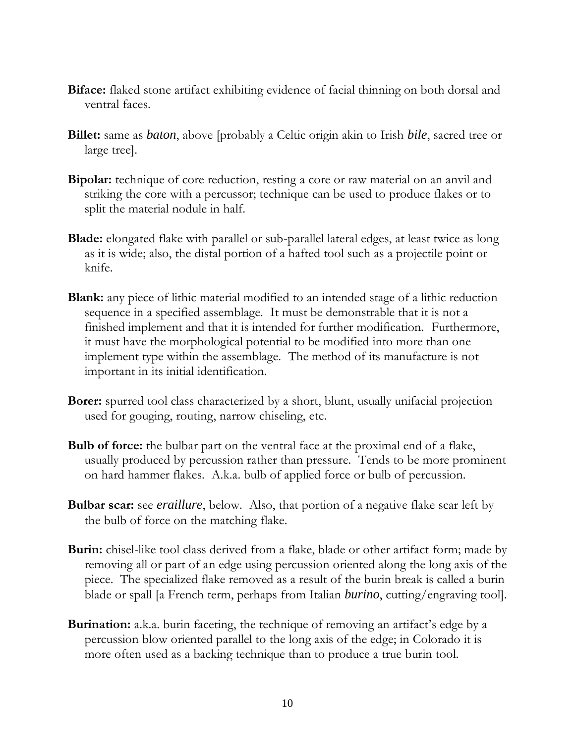**Biface:** flaked stone artifact exhibiting evidence of facial thinning on both dorsal and ventral faces.

**Billet:** same as *baton*, above [probably a Celtic origin akin to Irish *bile*, sacred tree or large tree].

**Bipolar:** technique of core reduction, resting a core or raw material on an anvil and striking the core with a percussor; technique can be used to produce flakes or to split the material nodule in half.

**Blade:** elongated flake with parallel or sub-parallel lateral edges, at least twice as long as it is wide; also, the distal portion of a hafted tool such as a projectile point or knife.

**Blank:** any piece of lithic material modified to an intended stage of a lithic reduction sequence in a specified assemblage. It must be demonstrable that it is not a finished implement and that it is intended for further modification. Furthermore, it must have the morphological potential to be modified into more than one implement type within the assemblage. The method of its manufacture is not important in its initial identification.

**Borer:** spurred tool class characterized by a short, blunt, usually unifacial projection used for gouging, routing, narrow chiseling, etc.

**Bulb of force:** the bulbar part on the ventral face at the proximal end of a flake, usually produced by percussion rather than pressure. Tends to be more prominent on hard hammer flakes. A.k.a. bulb of applied force or bulb of percussion.

**Bulbar scar:** see *eraillure*, below. Also, that portion of a negative flake scar left by the bulb of force on the matching flake.

**Burin:** chisel-like tool class derived from a flake, blade or other artifact form; made by removing all or part of an edge using percussion oriented along the long axis of the piece. The specialized flake removed as a result of the burin break is called a burin blade or spall [a French term, perhaps from Italian *burino*, cutting/engraving tool].

**Burination:** a.k.a. burin faceting, the technique of removing an artifact's edge by a percussion blow oriented parallel to the long axis of the edge; in Colorado it is more often used as a backing technique than to produce a true burin tool.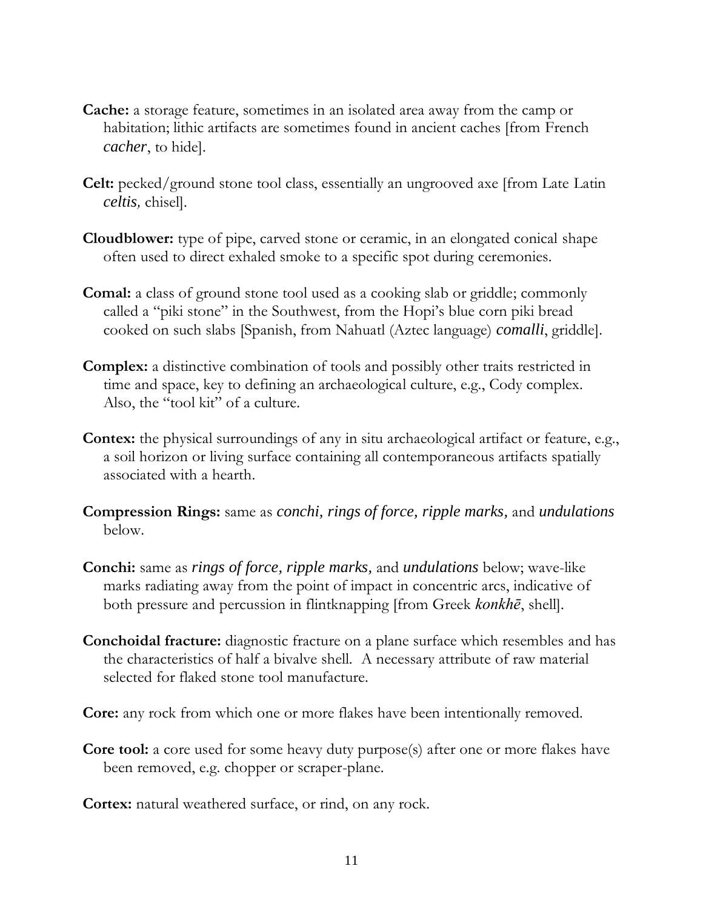**Cache:** a storage feature, sometimes in an isolated area away from the camp or habitation; lithic artifacts are sometimes found in ancient caches [from French *cacher*, to hide].

**Celt:** pecked/ground stone tool class, essentially an ungrooved axe [from Late Latin *celtis,* chisel].

**Cloudblower:** type of pipe, carved stone or ceramic, in an elongated conical shape often used to direct exhaled smoke to a specific spot during ceremonies.

**Comal:** a class of ground stone tool used as a cooking slab or griddle; commonly called a "piki stone" in the Southwest, from the Hopi's blue corn piki bread cooked on such slabs [Spanish, from Nahuatl (Aztec language) *comalli*, griddle].

**Complex:** a distinctive combination of tools and possibly other traits restricted in time and space, key to defining an archaeological culture, e.g., Cody complex. Also, the "tool kit" of a culture.

**Contex:** the physical surroundings of any in situ archaeological artifact or feature, e.g., a soil horizon or living surface containing all contemporaneous artifacts spatially associated with a hearth.

**Compression Rings:** same as *conchi, rings of force, ripple marks,* and *undulations* below.

**Conchi:** same as *rings of force, ripple marks,* and *undulations* below; wave-like marks radiating away from the point of impact in concentric arcs, indicative of both pressure and percussion in flintknapping [from Greek *konkhē*, shell].

**Conchoidal fracture:** diagnostic fracture on a plane surface which resembles and has the characteristics of half a bivalve shell. A necessary attribute of raw material selected for flaked stone tool manufacture.

**Core:** any rock from which one or more flakes have been intentionally removed.

**Core tool:** a core used for some heavy duty purpose(s) after one or more flakes have been removed, e.g. chopper or scraper-plane.

**Cortex:** natural weathered surface, or rind, on any rock.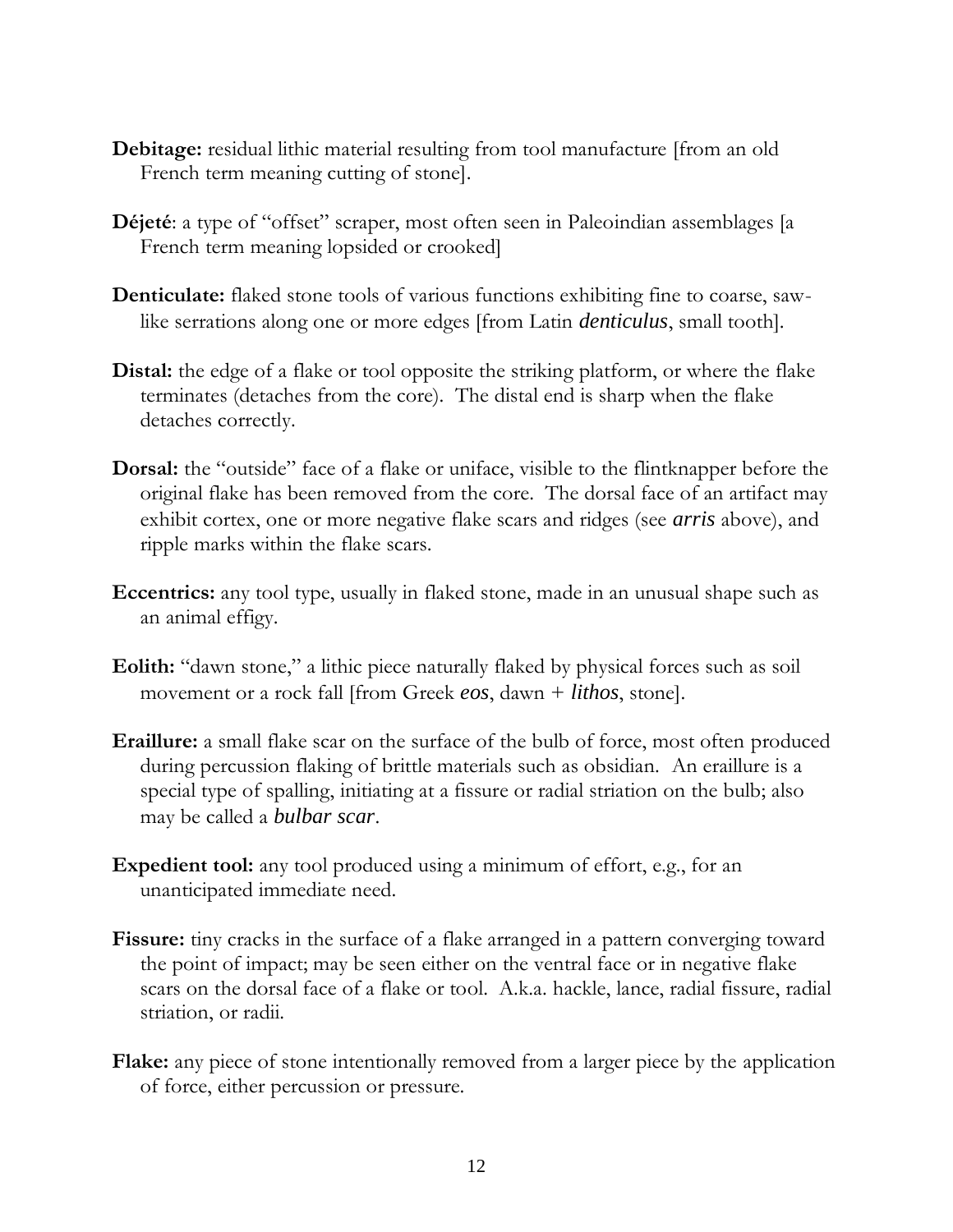**Debitage:** residual lithic material resulting from tool manufacture [from an old French term meaning cutting of stone].

**Déjeté**: a type of "offset" scraper, most often seen in Paleoindian assemblages [a French term meaning lopsided or crooked]

**Denticulate:** flaked stone tools of various functions exhibiting fine to coarse, saw-like serrations along one or more edges [from Latin *denticulus*, small tooth].

**Distal:** the edge of a flake or tool opposite the striking platform, or where the flake terminates (detaches from the core). The distal end is sharp when the flake detaches correctly.

**Dorsal:** the "outside" face of a flake or uniface, visible to the flintknapper before the original flake has been removed from the core. The dorsal face of an artifact may exhibit cortex, one or more negative flake scars and ridges (see *arris* above), and ripple marks within the flake scars.

**Eccentrics:** any tool type, usually in flaked stone, made in an unusual shape such as an animal effigy.

**Eolith:** "dawn stone," a lithic piece naturally flaked by physical forces such as soil movement or a rock fall [from Greek *eos*, dawn + *lithos*, stone].

**Eraillure:** a small flake scar on the surface of the bulb of force, most often produced during percussion flaking of brittle materials such as obsidian. An eraillure is a special type of spalling, initiating at a fissure or radial striation on the bulb; also may be called a *bulbar scar*.

**Expedient tool:** any tool produced using a minimum of effort, e.g., for an unanticipated immediate need.

**Fissure:** tiny cracks in the surface of a flake arranged in a pattern converging toward the point of impact; may be seen either on the ventral face or in negative flake scars on the dorsal face of a flake or tool. A.k.a. hackle, lance, radial fissure, radial striation, or radii.

**Flake:** any piece of stone intentionally removed from a larger piece by the application of force, either percussion or pressure.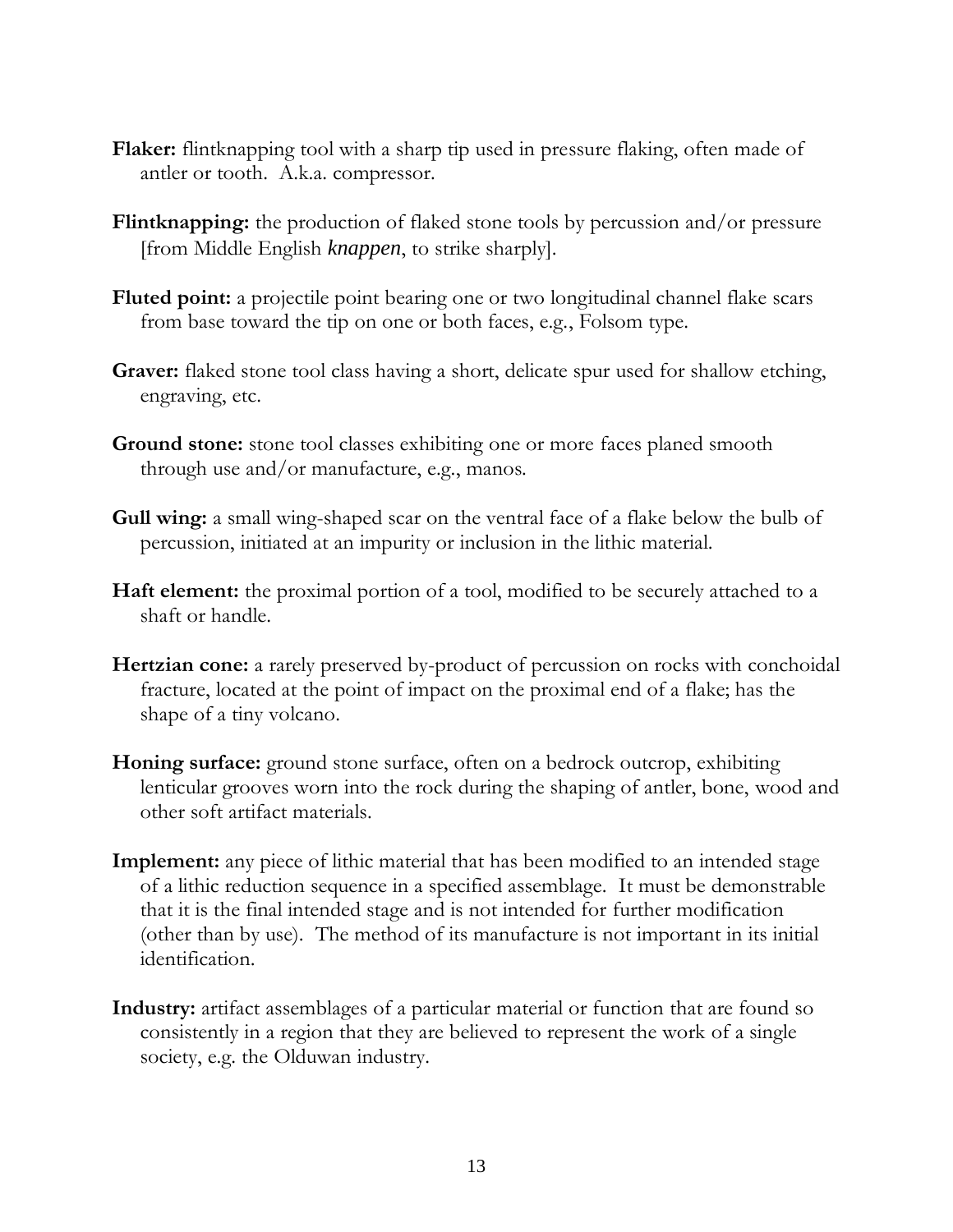**Flaker:** flintknapping tool with a sharp tip used in pressure flaking, often made of antler or tooth. A.k.a. compressor.

**Flintknapping:** the production of flaked stone tools by percussion and/or pressure [from Middle English *knappen*, to strike sharply].

**Fluted point:** a projectile point bearing one or two longitudinal channel flake scars from base toward the tip on one or both faces, e.g., Folsom type.

**Graver:** flaked stone tool class having a short, delicate spur used for shallow etching, engraving, etc.

**Ground stone:** stone tool classes exhibiting one or more faces planed smooth through use and/or manufacture, e.g., manos.

**Gull wing:** a small wing-shaped scar on the ventral face of a flake below the bulb of percussion, initiated at an impurity or inclusion in the lithic material.

**Haft element:** the proximal portion of a tool, modified to be securely attached to a shaft or handle.

**Hertzian cone:** a rarely preserved by-product of percussion on rocks with conchoidal fracture, located at the point of impact on the proximal end of a flake; has the shape of a tiny volcano.

**Honing surface:** ground stone surface, often on a bedrock outcrop, exhibiting lenticular grooves worn into the rock during the shaping of antler, bone, wood and other soft artifact materials.

**Implement:** any piece of lithic material that has been modified to an intended stage of a lithic reduction sequence in a specified assemblage. It must be demonstrable that it is the final intended stage and is not intended for further modification (other than by use). The method of its manufacture is not important in its initial identification.

**Industry:** artifact assemblages of a particular material or function that are found so consistently in a region that they are believed to represent the work of a single society, e.g. the Olduwan industry.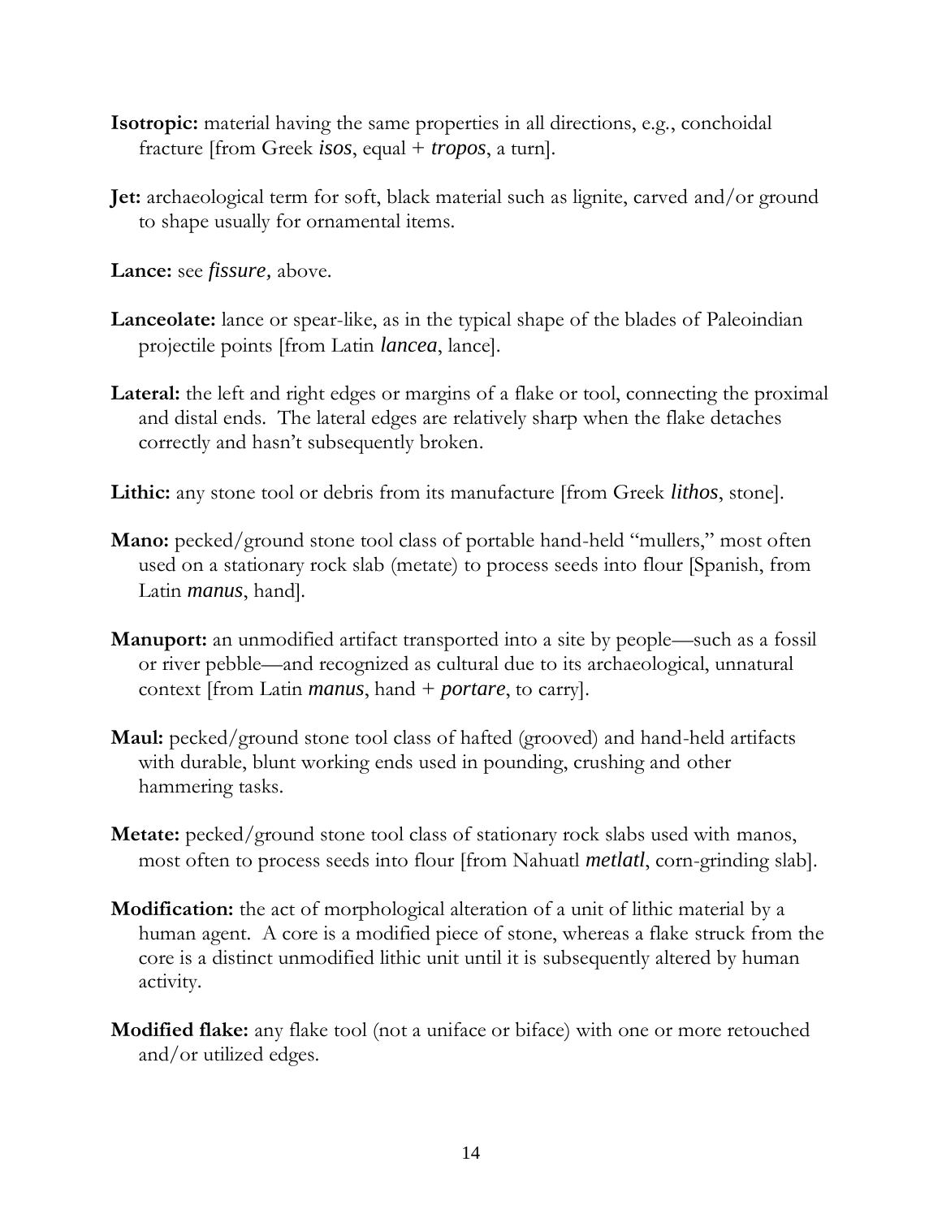**Isotropic:** material having the same properties in all directions, e.g., conchoidal fracture [from Greek *isos*, equal + *tropos*, a turn].

**Jet:** archaeological term for soft, black material such as lignite, carved and/or ground to shape usually for ornamental items.

**Lance:** see *fissure,* above.

**Lanceolate:** lance or spear-like, as in the typical shape of the blades of Paleoindian projectile points [from Latin *lancea*, lance].

**Lateral:** the left and right edges or margins of a flake or tool, connecting the proximal and distal ends. The lateral edges are relatively sharp when the flake detaches correctly and hasn't subsequently broken.

**Lithic:** any stone tool or debris from its manufacture [from Greek *lithos*, stone].

**Mano:** pecked/ground stone tool class of portable hand-held "mullers," most often used on a stationary rock slab (metate) to process seeds into flour [Spanish, from Latin *manus*, hand].

**Manuport:** an unmodified artifact transported into a site by people—such as a fossil or river pebble—and recognized as cultural due to its archaeological, unnatural context [from Latin *manus*, hand + *portare*, to carry].

**Maul:** pecked/ground stone tool class of hafted (grooved) and hand-held artifacts with durable, blunt working ends used in pounding, crushing and other hammering tasks.

**Metate:** pecked/ground stone tool class of stationary rock slabs used with manos, most often to process seeds into flour [from Nahuatl *metlatl*, corn-grinding slab].

**Modification:** the act of morphological alteration of a unit of lithic material by a human agent. A core is a modified piece of stone, whereas a flake struck from the core is a distinct unmodified lithic unit until it is subsequently altered by human activity.

**Modified flake:** any flake tool (not a uniface or biface) with one or more retouched and/or utilized edges.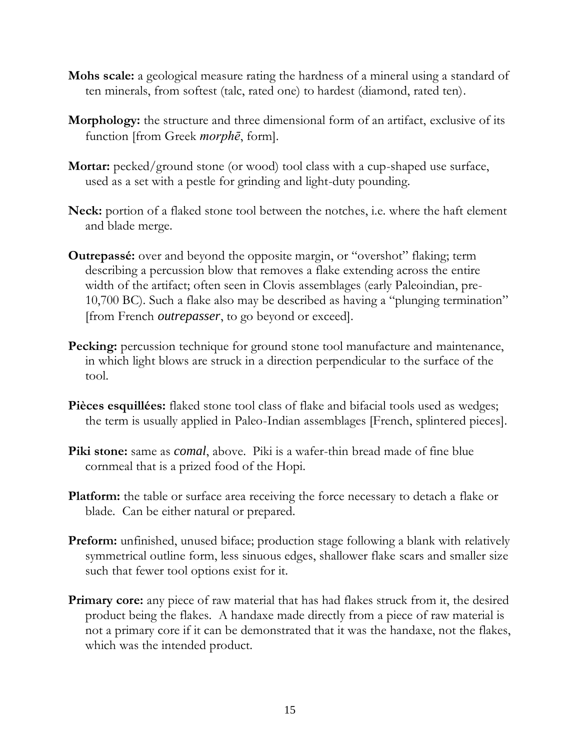**Mohs scale:** a geological measure rating the hardness of a mineral using a standard of ten minerals, from softest (talc, rated one) to hardest (diamond, rated ten).

**Morphology:** the structure and three dimensional form of an artifact, exclusive of its function [from Greek *morphē*, form].

**Mortar:** pecked/ground stone (or wood) tool class with a cup-shaped use surface, used as a set with a pestle for grinding and light-duty pounding.

**Neck:** portion of a flaked stone tool between the notches, i.e. where the haft element and blade merge.

**Outrepassé:** over and beyond the opposite margin, or "overshot" flaking; term describing a percussion blow that removes a flake extending across the entire width of the artifact; often seen in Clovis assemblages (early Paleoindian, pre-10,700 BC). Such a flake also may be described as having a "plunging termination" [from French *outrepasser*, to go beyond or exceed].

**Pecking:** percussion technique for ground stone tool manufacture and maintenance, in which light blows are struck in a direction perpendicular to the surface of the tool.

**Pièces esquillées:** flaked stone tool class of flake and bifacial tools used as wedges; the term is usually applied in Paleo-Indian assemblages [French, splintered pieces].

**Piki stone:** same as *comal*, above. Piki is a wafer-thin bread made of fine blue cornmeal that is a prized food of the Hopi.

**Platform:** the table or surface area receiving the force necessary to detach a flake or blade. Can be either natural or prepared.

**Preform:** unfinished, unused biface; production stage following a blank with relatively symmetrical outline form, less sinuous edges, shallower flake scars and smaller size such that fewer tool options exist for it.

**Primary core:** any piece of raw material that has had flakes struck from it, the desired product being the flakes. A handaxe made directly from a piece of raw material is not a primary core if it can be demonstrated that it was the handaxe, not the flakes, which was the intended product.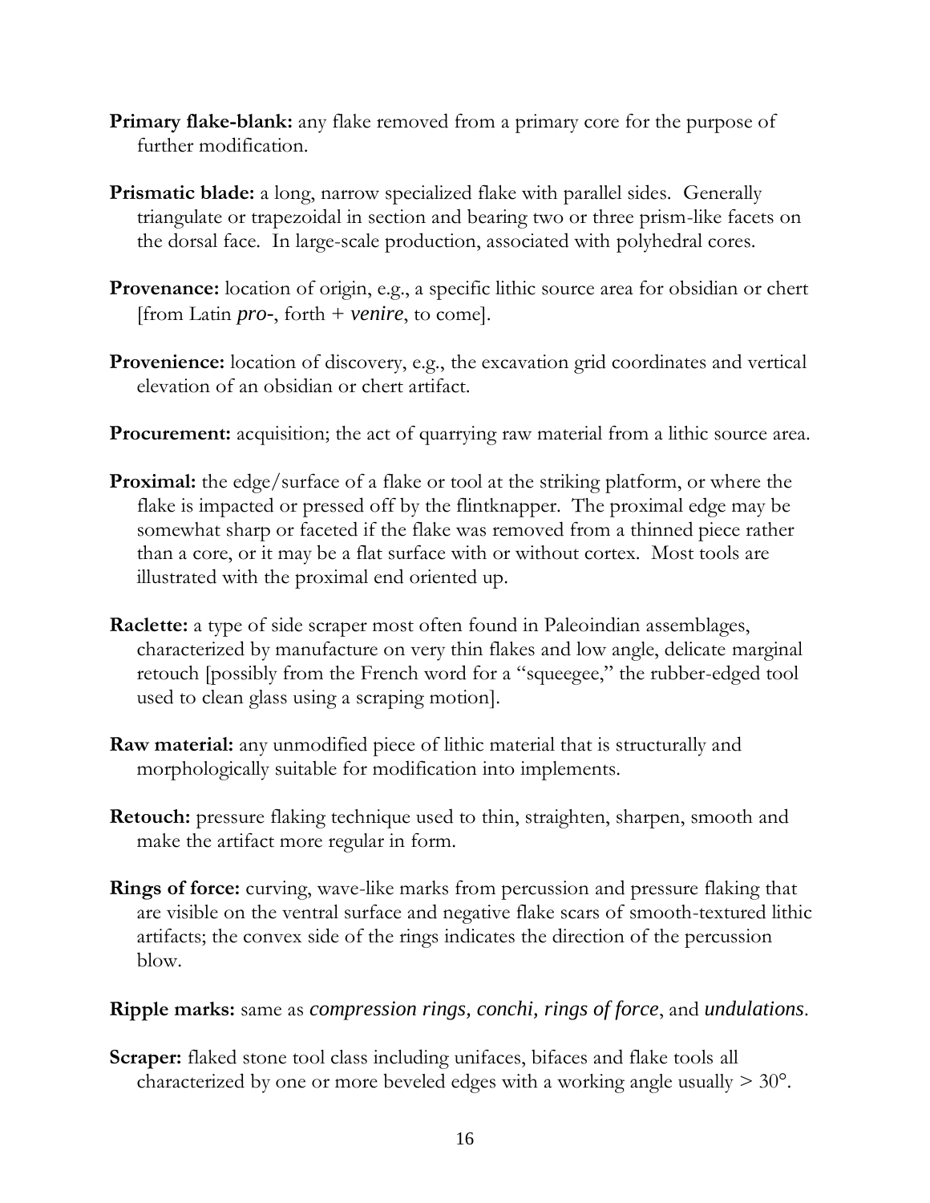**Primary flake-blank:** any flake removed from a primary core for the purpose of further modification.

**Prismatic blade:** a long, narrow specialized flake with parallel sides. Generally triangulate or trapezoidal in section and bearing two or three prism-like facets on the dorsal face. In large-scale production, associated with polyhedral cores.

**Provenance:** location of origin, e.g., a specific lithic source area for obsidian or chert [from Latin *pro-*, forth + *venire*, to come].

**Provenience:** location of discovery, e.g., the excavation grid coordinates and vertical elevation of an obsidian or chert artifact.

**Procurement:** acquisition; the act of quarrying raw material from a lithic source area.

**Proximal:** the edge/surface of a flake or tool at the striking platform, or where the flake is impacted or pressed off by the flintknapper. The proximal edge may be somewhat sharp or faceted if the flake was removed from a thinned piece rather than a core, or it may be a flat surface with or without cortex. Most tools are illustrated with the proximal end oriented up.

**Raclette:** a type of side scraper most often found in Paleoindian assemblages, characterized by manufacture on very thin flakes and low angle, delicate marginal retouch [possibly from the French word for a "squeegee," the rubber-edged tool used to clean glass using a scraping motion].

**Raw material:** any unmodified piece of lithic material that is structurally and morphologically suitable for modification into implements.

**Retouch:** pressure flaking technique used to thin, straighten, sharpen, smooth and make the artifact more regular in form.

**Rings of force:** curving, wave-like marks from percussion and pressure flaking that are visible on the ventral surface and negative flake scars of smooth-textured lithic artifacts; the convex side of the rings indicates the direction of the percussion blow.

**Ripple marks:** same as *compression rings, conchi, rings of force*, and *undulations*.

**Scraper:** flaked stone tool class including unifaces, bifaces and flake tools all characterized by one or more beveled edges with a working angle usually > 30°.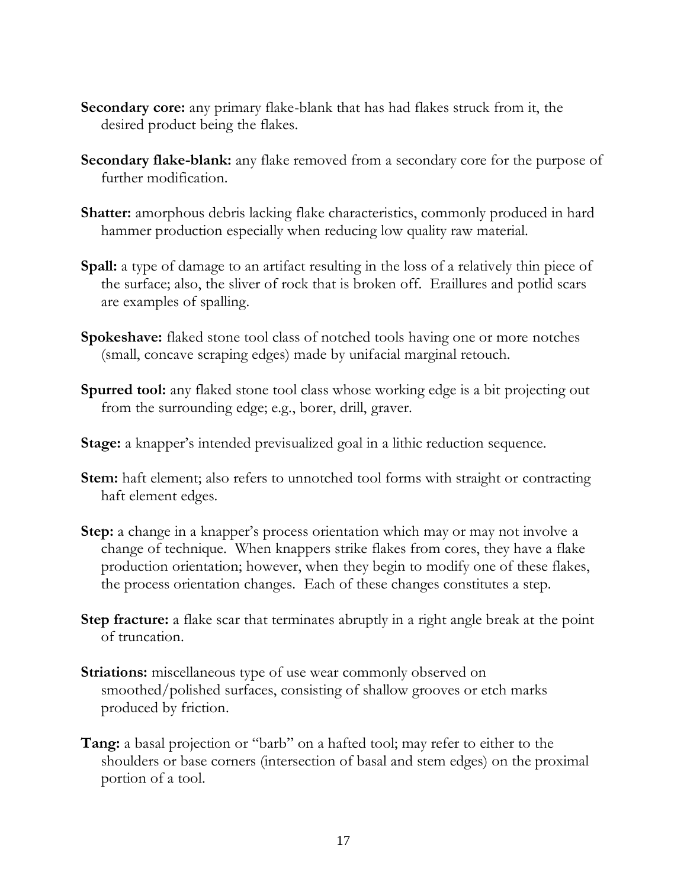**Secondary core:** any primary flake-blank that has had flakes struck from it, the desired product being the flakes.

**Secondary flake-blank:** any flake removed from a secondary core for the purpose of further modification.

**Shatter:** amorphous debris lacking flake characteristics, commonly produced in hard hammer production especially when reducing low quality raw material.

**Spall:** a type of damage to an artifact resulting in the loss of a relatively thin piece of the surface; also, the sliver of rock that is broken off. Eraillures and potlid scars are examples of spalling.

**Spokeshave:** flaked stone tool class of notched tools having one or more notches (small, concave scraping edges) made by unifacial marginal retouch.

**Spurred tool:** any flaked stone tool class whose working edge is a bit projecting out from the surrounding edge; e.g., borer, drill, graver.

**Stage:** a knapper's intended previsualized goal in a lithic reduction sequence.

**Stem:** haft element; also refers to unnotched tool forms with straight or contracting haft element edges.

**Step:** a change in a knapper's process orientation which may or may not involve a change of technique. When knappers strike flakes from cores, they have a flake production orientation; however, when they begin to modify one of these flakes, the process orientation changes. Each of these changes constitutes a step.

**Step fracture:** a flake scar that terminates abruptly in a right angle break at the point of truncation.

**Striations:** miscellaneous type of use wear commonly observed on smoothed/polished surfaces, consisting of shallow grooves or etch marks produced by friction.

**Tang:** a basal projection or "barb" on a hafted tool; may refer to either to the shoulders or base corners (intersection of basal and stem edges) on the proximal portion of a tool.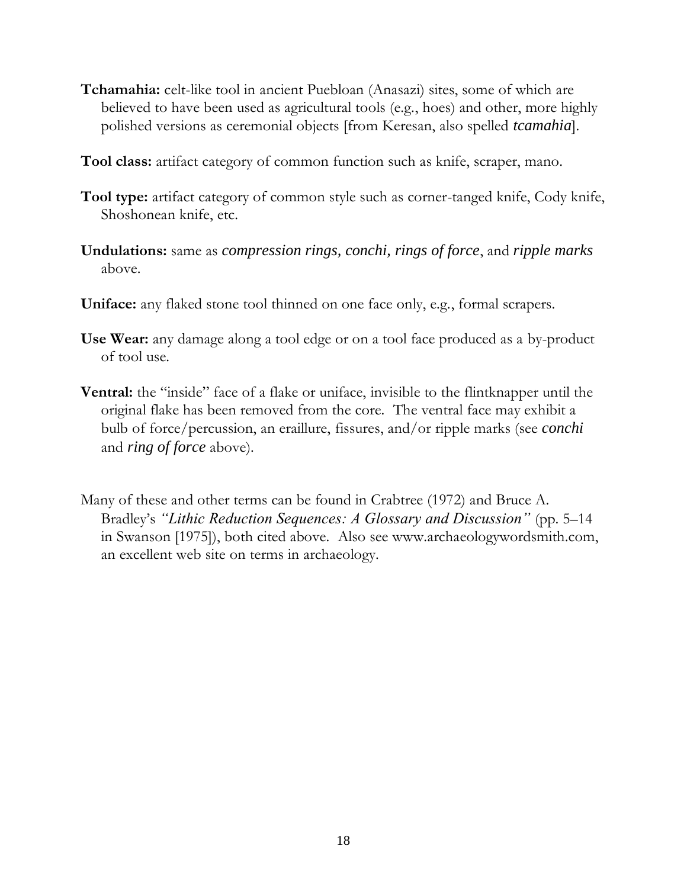**Tchamahia:** celt-like tool in ancient Puebloan (Anasazi) sites, some of which are believed to have been used as agricultural tools (e.g., hoes) and other, more highly polished versions as ceremonial objects [from Keresan, also spelled *tcamahia*].

**Tool class:** artifact category of common function such as knife, scraper, mano.

**Tool type:** artifact category of common style such as corner-tanged knife, Cody knife, Shoshonean knife, etc.

**Undulations:** same as *compression rings, conchi, rings of force*, and *ripple marks* above.

**Uniface:** any flaked stone tool thinned on one face only, e.g., formal scrapers.

**Use Wear:** any damage along a tool edge or on a tool face produced as a by-product of tool use.

**Ventral:** the "inside" face of a flake or uniface, invisible to the flintknapper until the original flake has been removed from the core. The ventral face may exhibit a bulb of force/percussion, an eraillure, fissures, and/or ripple marks (see *conchi* and *ring of force* above).

Many of these and other terms can be found in Crabtree (1972) and Bruce A. Bradley's *"Lithic Reduction Sequences: A Glossary and Discussion"* (pp. 5–14 in Swanson [1975]), both cited above. Also see www.archaeologywordsmith.com, an excellent web site on terms in archaeology.